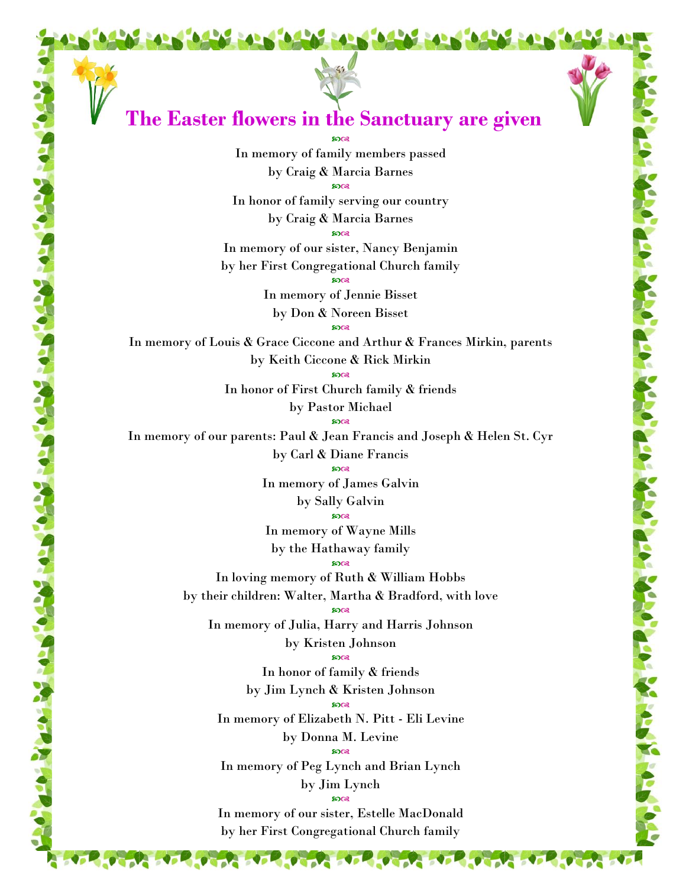# The Easter flowers in the Sanctuary are given

In memory of family members passed
by Craig & Marcia Barnes

In honor of family serving our country
by Craig & Marcia Barnes

In memory of our sister, Nancy Benjamin
by her First Congregational Church family

In memory of Jennie Bisset
by Don & Noreen Bisset

In memory of Louis & Grace Ciccone and Arthur & Frances Mirkin, parents
by Keith Ciccone & Rick Mirkin

In honor of First Church family & friends
by Pastor Michael

In memory of our parents: Paul & Jean Francis and Joseph & Helen St. Cyr
by Carl & Diane Francis

In memory of James Galvin
by Sally Galvin

In memory of Wayne Mills
by the Hathaway family

In loving memory of Ruth & William Hobbs
by their children: Walter, Martha & Bradford, with love

In memory of Julia, Harry and Harris Johnson
by Kristen Johnson

In honor of family & friends
by Jim Lynch & Kristen Johnson

In memory of Elizabeth N. Pitt - Eli Levine
by Donna M. Levine

In memory of Peg Lynch and Brian Lynch
by Jim Lynch

In memory of our sister, Estelle MacDonald
by her First Congregational Church family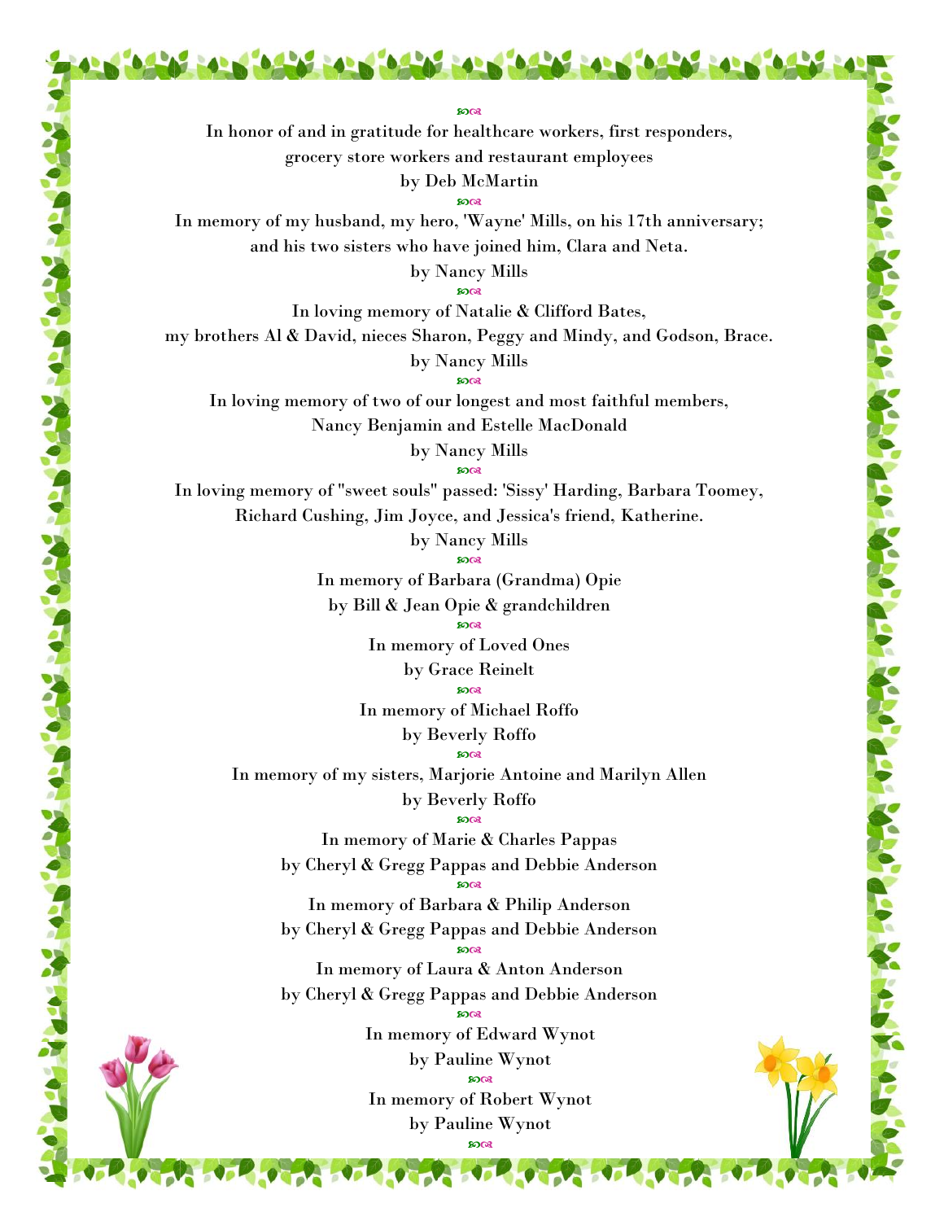In honor of and in gratitude for healthcare workers, first responders,
grocery store workers and restaurant employees
by Deb McMartin

In memory of my husband, my hero, 'Wayne' Mills, on his 17th anniversary;
and his two sisters who have joined him, Clara and Neta.
by Nancy Mills

In loving memory of Natalie & Clifford Bates,
my brothers Al & David, nieces Sharon, Peggy and Mindy, and Godson, Brace.
by Nancy Mills

In loving memory of two of our longest and most faithful members,
Nancy Benjamin and Estelle MacDonald
by Nancy Mills

In loving memory of "sweet souls" passed: 'Sissy' Harding, Barbara Toomey,
Richard Cushing, Jim Joyce, and Jessica's friend, Katherine.
by Nancy Mills

In memory of Barbara (Grandma) Opie
by Bill & Jean Opie & grandchildren

In memory of Loved Ones
by Grace Reinelt

In memory of Michael Roffo
by Beverly Roffo

In memory of my sisters, Marjorie Antoine and Marilyn Allen
by Beverly Roffo

In memory of Marie & Charles Pappas
by Cheryl & Gregg Pappas and Debbie Anderson

In memory of Barbara & Philip Anderson
by Cheryl & Gregg Pappas and Debbie Anderson

In memory of Laura & Anton Anderson
by Cheryl & Gregg Pappas and Debbie Anderson

In memory of Edward Wynot
by Pauline Wynot

In memory of Robert Wynot
by Pauline Wynot